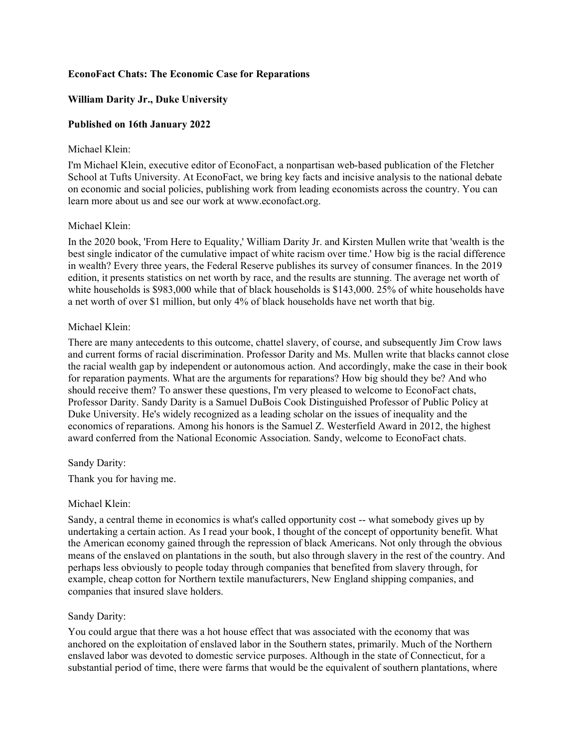**EconoFact Chats: The Economic Case for Reparations**

**William Darity Jr., Duke University**

**Published on 16th January 2022**

Michael Klein:

I'm Michael Klein, executive editor of EconoFact, a nonpartisan web-based publication of the Fletcher School at Tufts University. At EconoFact, we bring key facts and incisive analysis to the national debate on economic and social policies, publishing work from leading economists across the country. You can learn more about us and see our work at www.econofact.org.

Michael Klein:

In the 2020 book, 'From Here to Equality,' William Darity Jr. and Kirsten Mullen write that 'wealth is the best single indicator of the cumulative impact of white racism over time.' How big is the racial difference in wealth? Every three years, the Federal Reserve publishes its survey of consumer finances. In the 2019 edition, it presents statistics on net worth by race, and the results are stunning. The average net worth of white households is $983,000 while that of black households is $143,000. 25% of white households have a net worth of over $1 million, but only 4% of black households have net worth that big.

Michael Klein:

There are many antecedents to this outcome, chattel slavery, of course, and subsequently Jim Crow laws and current forms of racial discrimination. Professor Darity and Ms. Mullen write that blacks cannot close the racial wealth gap by independent or autonomous action. And accordingly, make the case in their book for reparation payments. What are the arguments for reparations? How big should they be? And who should receive them? To answer these questions, I'm very pleased to welcome to EconoFact chats, Professor Darity. Sandy Darity is a Samuel DuBois Cook Distinguished Professor of Public Policy at Duke University. He's widely recognized as a leading scholar on the issues of inequality and the economics of reparations. Among his honors is the Samuel Z. Westerfield Award in 2012, the highest award conferred from the National Economic Association. Sandy, welcome to EconoFact chats.

Sandy Darity:

Thank you for having me.

Michael Klein:

Sandy, a central theme in economics is what's called opportunity cost -- what somebody gives up by undertaking a certain action. As I read your book, I thought of the concept of opportunity benefit. What the American economy gained through the repression of black Americans. Not only through the obvious means of the enslaved on plantations in the south, but also through slavery in the rest of the country. And perhaps less obviously to people today through companies that benefited from slavery through, for example, cheap cotton for Northern textile manufacturers, New England shipping companies, and companies that insured slave holders.

Sandy Darity:

You could argue that there was a hot house effect that was associated with the economy that was anchored on the exploitation of enslaved labor in the Southern states, primarily. Much of the Northern enslaved labor was devoted to domestic service purposes. Although in the state of Connecticut, for a substantial period of time, there were farms that would be the equivalent of southern plantations, where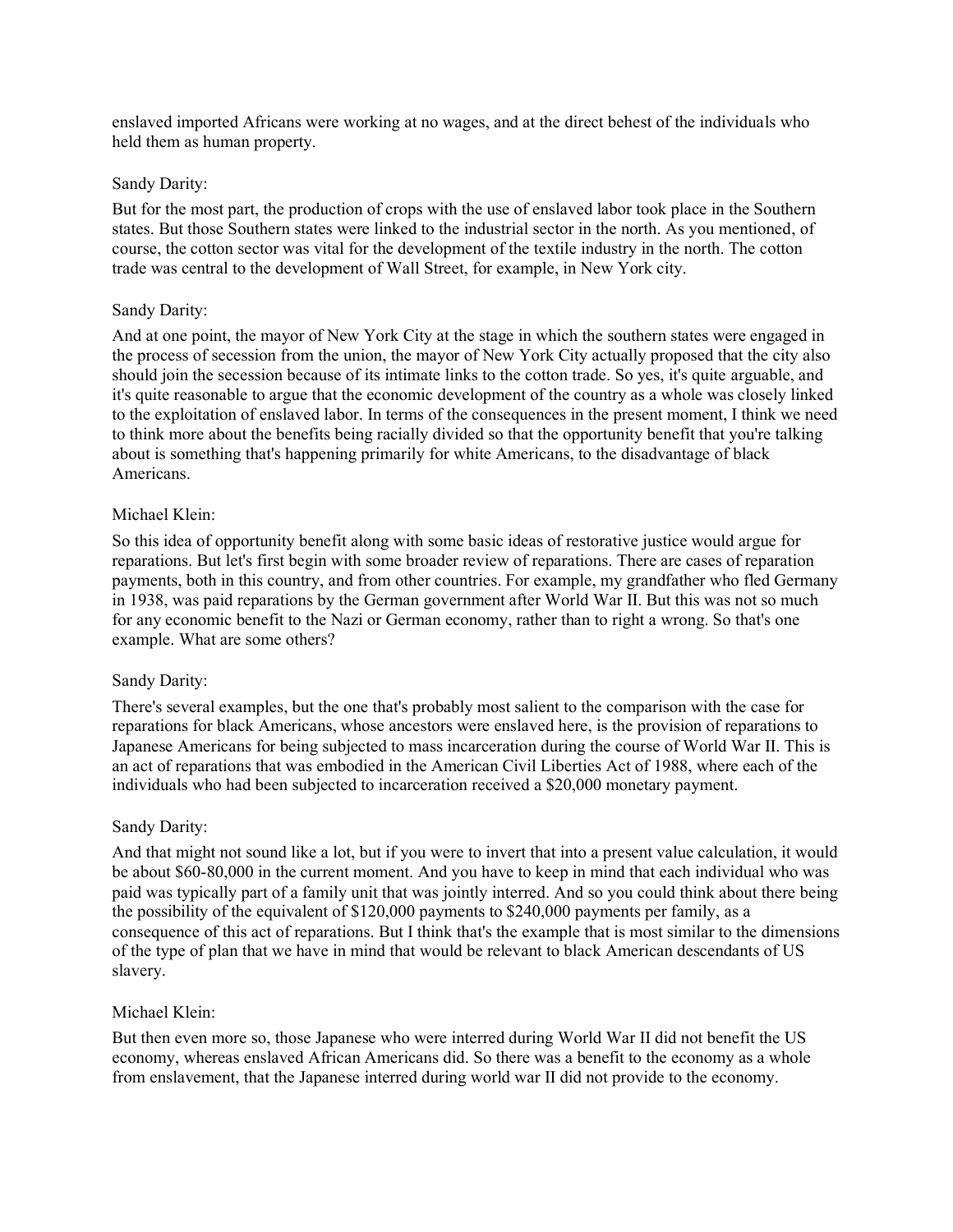enslaved imported Africans were working at no wages, and at the direct behest of the individuals who held them as human property.

Sandy Darity:

But for the most part, the production of crops with the use of enslaved labor took place in the Southern states. But those Southern states were linked to the industrial sector in the north. As you mentioned, of course, the cotton sector was vital for the development of the textile industry in the north. The cotton trade was central to the development of Wall Street, for example, in New York city.

Sandy Darity:

And at one point, the mayor of New York City at the stage in which the southern states were engaged in the process of secession from the union, the mayor of New York City actually proposed that the city also should join the secession because of its intimate links to the cotton trade. So yes, it's quite arguable, and it's quite reasonable to argue that the economic development of the country as a whole was closely linked to the exploitation of enslaved labor. In terms of the consequences in the present moment, I think we need to think more about the benefits being racially divided so that the opportunity benefit that you're talking about is something that's happening primarily for white Americans, to the disadvantage of black Americans.

Michael Klein:

So this idea of opportunity benefit along with some basic ideas of restorative justice would argue for reparations. But let's first begin with some broader review of reparations. There are cases of reparation payments, both in this country, and from other countries. For example, my grandfather who fled Germany in 1938, was paid reparations by the German government after World War II. But this was not so much for any economic benefit to the Nazi or German economy, rather than to right a wrong. So that's one example. What are some others?

Sandy Darity:

There's several examples, but the one that's probably most salient to the comparison with the case for reparations for black Americans, whose ancestors were enslaved here, is the provision of reparations to Japanese Americans for being subjected to mass incarceration during the course of World War II. This is an act of reparations that was embodied in the American Civil Liberties Act of 1988, where each of the individuals who had been subjected to incarceration received a $20,000 monetary payment.

Sandy Darity:

And that might not sound like a lot, but if you were to invert that into a present value calculation, it would be about $60-80,000 in the current moment. And you have to keep in mind that each individual who was paid was typically part of a family unit that was jointly interred. And so you could think about there being the possibility of the equivalent of $120,000 payments to $240,000 payments per family, as a consequence of this act of reparations. But I think that's the example that is most similar to the dimensions of the type of plan that we have in mind that would be relevant to black American descendants of US slavery.

Michael Klein:

But then even more so, those Japanese who were interred during World War II did not benefit the US economy, whereas enslaved African Americans did. So there was a benefit to the economy as a whole from enslavement, that the Japanese interred during world war II did not provide to the economy.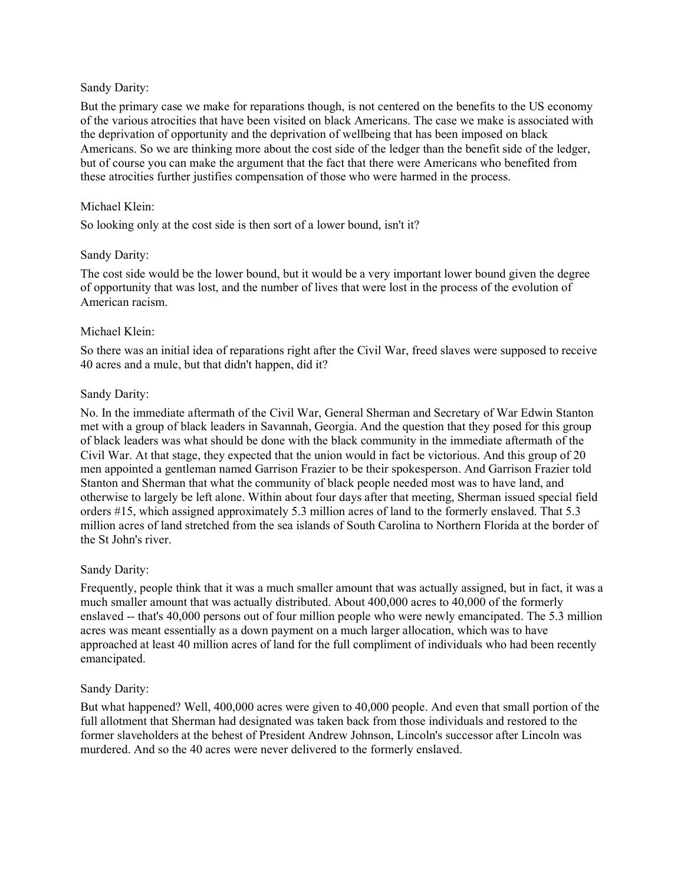Sandy Darity:

But the primary case we make for reparations though, is not centered on the benefits to the US economy of the various atrocities that have been visited on black Americans. The case we make is associated with the deprivation of opportunity and the deprivation of wellbeing that has been imposed on black Americans. So we are thinking more about the cost side of the ledger than the benefit side of the ledger, but of course you can make the argument that the fact that there were Americans who benefited from these atrocities further justifies compensation of those who were harmed in the process.

Michael Klein:

So looking only at the cost side is then sort of a lower bound, isn't it?

Sandy Darity:

The cost side would be the lower bound, but it would be a very important lower bound given the degree of opportunity that was lost, and the number of lives that were lost in the process of the evolution of American racism.

Michael Klein:

So there was an initial idea of reparations right after the Civil War, freed slaves were supposed to receive 40 acres and a mule, but that didn't happen, did it?

Sandy Darity:

No. In the immediate aftermath of the Civil War, General Sherman and Secretary of War Edwin Stanton met with a group of black leaders in Savannah, Georgia. And the question that they posed for this group of black leaders was what should be done with the black community in the immediate aftermath of the Civil War. At that stage, they expected that the union would in fact be victorious. And this group of 20 men appointed a gentleman named Garrison Frazier to be their spokesperson. And Garrison Frazier told Stanton and Sherman that what the community of black people needed most was to have land, and otherwise to largely be left alone. Within about four days after that meeting, Sherman issued special field orders #15, which assigned approximately 5.3 million acres of land to the formerly enslaved. That 5.3 million acres of land stretched from the sea islands of South Carolina to Northern Florida at the border of the St John's river.

Sandy Darity:

Frequently, people think that it was a much smaller amount that was actually assigned, but in fact, it was a much smaller amount that was actually distributed. About 400,000 acres to 40,000 of the formerly enslaved -- that's 40,000 persons out of four million people who were newly emancipated. The 5.3 million acres was meant essentially as a down payment on a much larger allocation, which was to have approached at least 40 million acres of land for the full compliment of individuals who had been recently emancipated.

Sandy Darity:

But what happened? Well, 400,000 acres were given to 40,000 people. And even that small portion of the full allotment that Sherman had designated was taken back from those individuals and restored to the former slaveholders at the behest of President Andrew Johnson, Lincoln's successor after Lincoln was murdered. And so the 40 acres were never delivered to the formerly enslaved.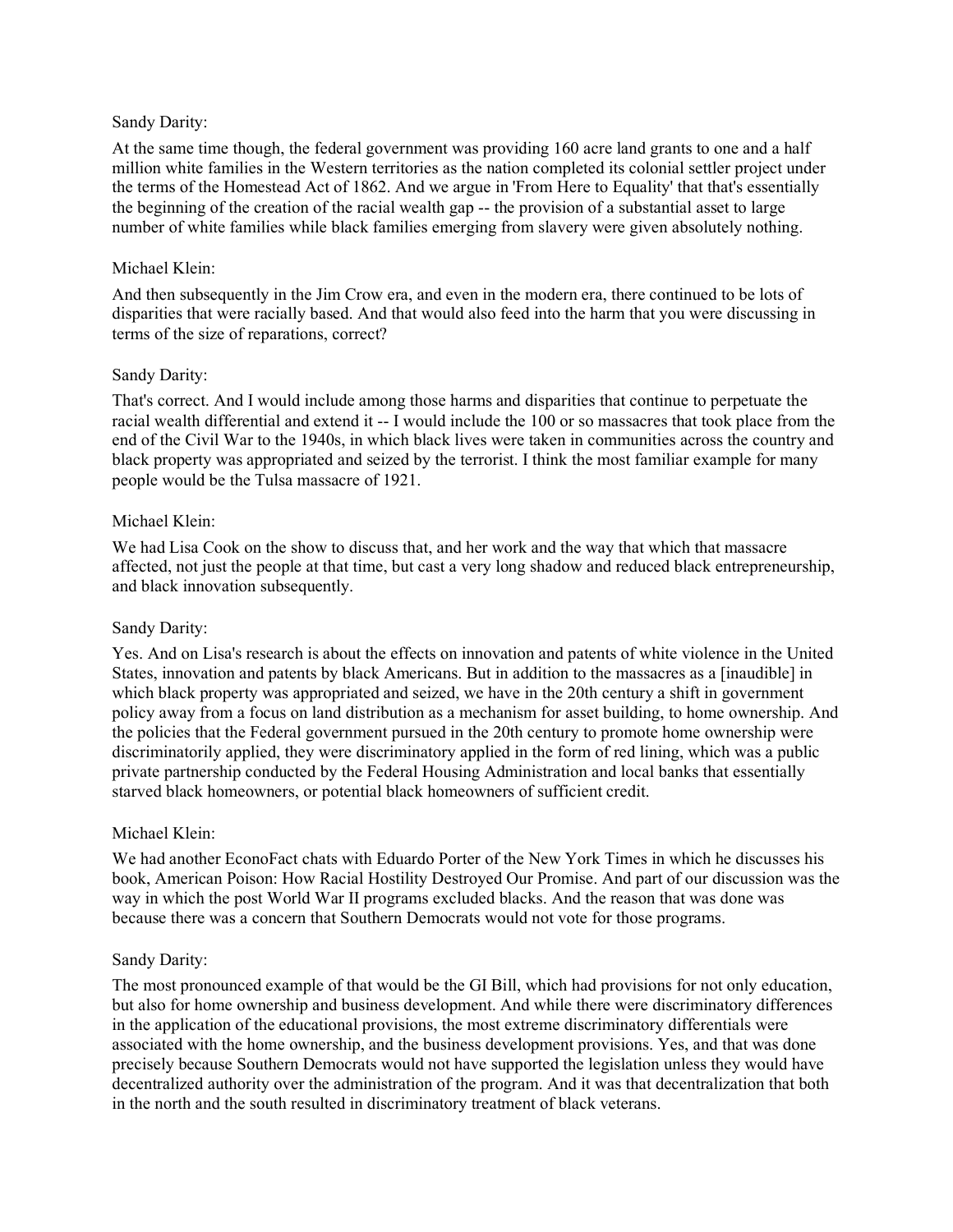Sandy Darity:

At the same time though, the federal government was providing 160 acre land grants to one and a half million white families in the Western territories as the nation completed its colonial settler project under the terms of the Homestead Act of 1862. And we argue in 'From Here to Equality' that that's essentially the beginning of the creation of the racial wealth gap -- the provision of a substantial asset to large number of white families while black families emerging from slavery were given absolutely nothing.

Michael Klein:

And then subsequently in the Jim Crow era, and even in the modern era, there continued to be lots of disparities that were racially based. And that would also feed into the harm that you were discussing in terms of the size of reparations, correct?

Sandy Darity:

That's correct. And I would include among those harms and disparities that continue to perpetuate the racial wealth differential and extend it -- I would include the 100 or so massacres that took place from the end of the Civil War to the 1940s, in which black lives were taken in communities across the country and black property was appropriated and seized by the terrorist. I think the most familiar example for many people would be the Tulsa massacre of 1921.

Michael Klein:

We had Lisa Cook on the show to discuss that, and her work and the way that which that massacre affected, not just the people at that time, but cast a very long shadow and reduced black entrepreneurship, and black innovation subsequently.

Sandy Darity:

Yes. And on Lisa's research is about the effects on innovation and patents of white violence in the United States, innovation and patents by black Americans. But in addition to the massacres as a [inaudible] in which black property was appropriated and seized, we have in the 20th century a shift in government policy away from a focus on land distribution as a mechanism for asset building, to home ownership. And the policies that the Federal government pursued in the 20th century to promote home ownership were discriminatorily applied, they were discriminatory applied in the form of red lining, which was a public private partnership conducted by the Federal Housing Administration and local banks that essentially starved black homeowners, or potential black homeowners of sufficient credit.

Michael Klein:

We had another EconoFact chats with Eduardo Porter of the New York Times in which he discusses his book, American Poison: How Racial Hostility Destroyed Our Promise. And part of our discussion was the way in which the post World War II programs excluded blacks. And the reason that was done was because there was a concern that Southern Democrats would not vote for those programs.

Sandy Darity:

The most pronounced example of that would be the GI Bill, which had provisions for not only education, but also for home ownership and business development. And while there were discriminatory differences in the application of the educational provisions, the most extreme discriminatory differentials were associated with the home ownership, and the business development provisions. Yes, and that was done precisely because Southern Democrats would not have supported the legislation unless they would have decentralized authority over the administration of the program. And it was that decentralization that both in the north and the south resulted in discriminatory treatment of black veterans.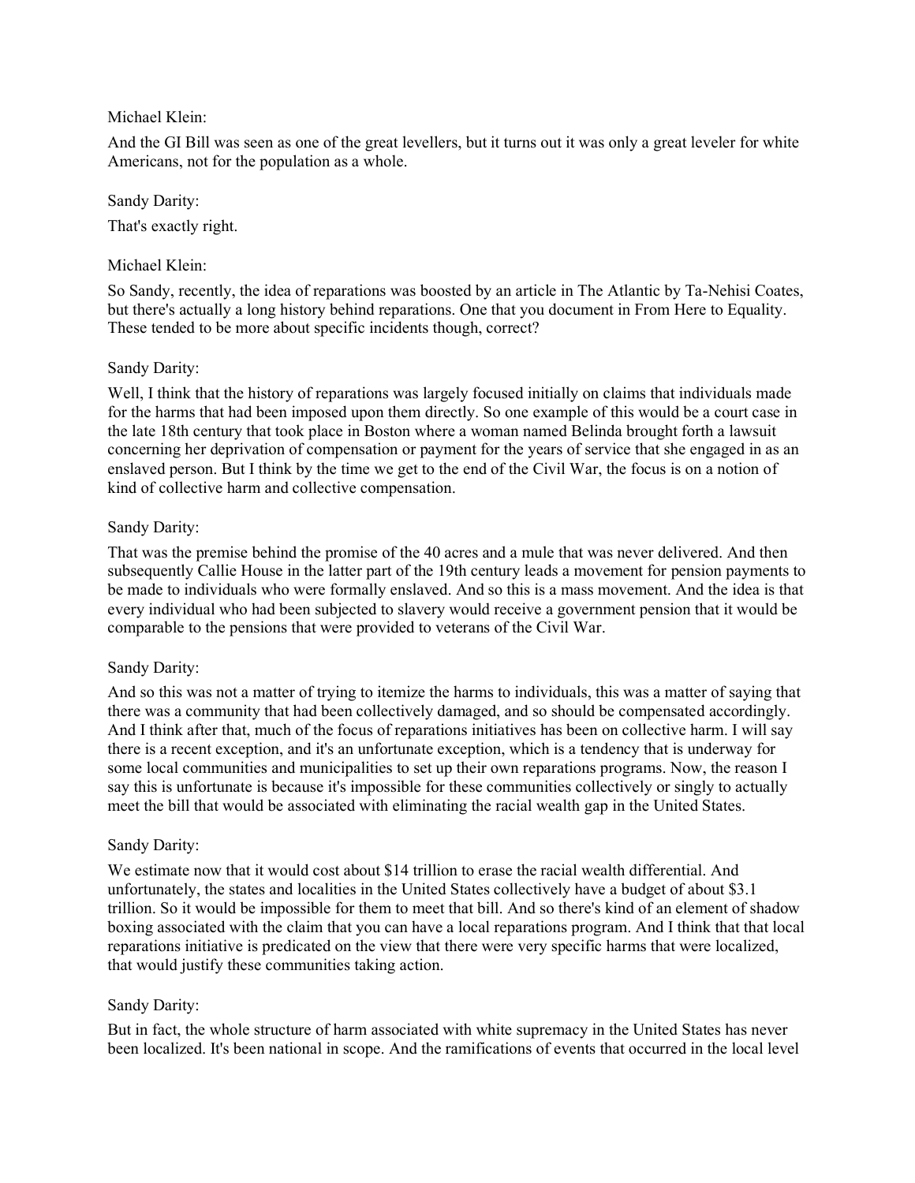Michael Klein:

And the GI Bill was seen as one of the great levellers, but it turns out it was only a great leveler for white Americans, not for the population as a whole.

Sandy Darity:

That's exactly right.

Michael Klein:

So Sandy, recently, the idea of reparations was boosted by an article in The Atlantic by Ta-Nehisi Coates, but there's actually a long history behind reparations. One that you document in From Here to Equality. These tended to be more about specific incidents though, correct?

Sandy Darity:

Well, I think that the history of reparations was largely focused initially on claims that individuals made for the harms that had been imposed upon them directly. So one example of this would be a court case in the late 18th century that took place in Boston where a woman named Belinda brought forth a lawsuit concerning her deprivation of compensation or payment for the years of service that she engaged in as an enslaved person. But I think by the time we get to the end of the Civil War, the focus is on a notion of kind of collective harm and collective compensation.

Sandy Darity:

That was the premise behind the promise of the 40 acres and a mule that was never delivered. And then subsequently Callie House in the latter part of the 19th century leads a movement for pension payments to be made to individuals who were formally enslaved. And so this is a mass movement. And the idea is that every individual who had been subjected to slavery would receive a government pension that it would be comparable to the pensions that were provided to veterans of the Civil War.

Sandy Darity:

And so this was not a matter of trying to itemize the harms to individuals, this was a matter of saying that there was a community that had been collectively damaged, and so should be compensated accordingly. And I think after that, much of the focus of reparations initiatives has been on collective harm. I will say there is a recent exception, and it's an unfortunate exception, which is a tendency that is underway for some local communities and municipalities to set up their own reparations programs. Now, the reason I say this is unfortunate is because it's impossible for these communities collectively or singly to actually meet the bill that would be associated with eliminating the racial wealth gap in the United States.

Sandy Darity:

We estimate now that it would cost about $14 trillion to erase the racial wealth differential. And unfortunately, the states and localities in the United States collectively have a budget of about $3.1 trillion. So it would be impossible for them to meet that bill. And so there's kind of an element of shadow boxing associated with the claim that you can have a local reparations program. And I think that that local reparations initiative is predicated on the view that there were very specific harms that were localized, that would justify these communities taking action.

Sandy Darity:

But in fact, the whole structure of harm associated with white supremacy in the United States has never been localized. It's been national in scope. And the ramifications of events that occurred in the local level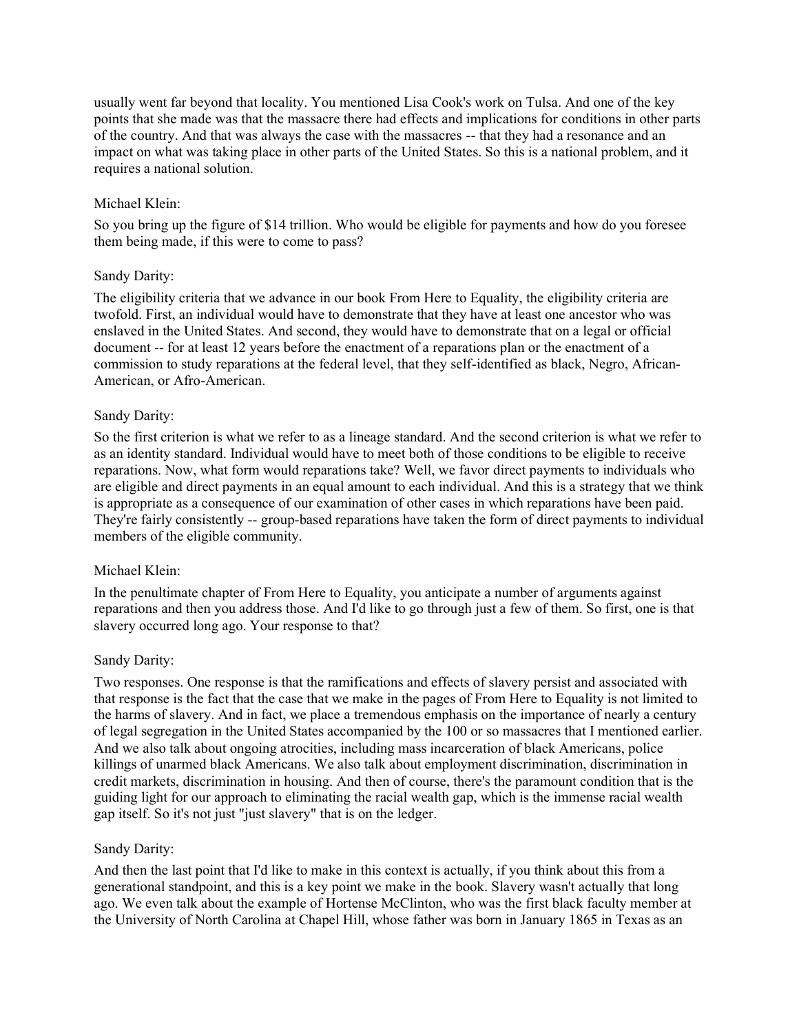usually went far beyond that locality. You mentioned Lisa Cook's work on Tulsa. And one of the key points that she made was that the massacre there had effects and implications for conditions in other parts of the country. And that was always the case with the massacres -- that they had a resonance and an impact on what was taking place in other parts of the United States. So this is a national problem, and it requires a national solution.

Michael Klein:

So you bring up the figure of $14 trillion. Who would be eligible for payments and how do you foresee them being made, if this were to come to pass?

Sandy Darity:

The eligibility criteria that we advance in our book From Here to Equality, the eligibility criteria are twofold. First, an individual would have to demonstrate that they have at least one ancestor who was enslaved in the United States. And second, they would have to demonstrate that on a legal or official document -- for at least 12 years before the enactment of a reparations plan or the enactment of a commission to study reparations at the federal level, that they self-identified as black, Negro, African-American, or Afro-American.

Sandy Darity:

So the first criterion is what we refer to as a lineage standard. And the second criterion is what we refer to as an identity standard. Individual would have to meet both of those conditions to be eligible to receive reparations. Now, what form would reparations take? Well, we favor direct payments to individuals who are eligible and direct payments in an equal amount to each individual. And this is a strategy that we think is appropriate as a consequence of our examination of other cases in which reparations have been paid. They're fairly consistently -- group-based reparations have taken the form of direct payments to individual members of the eligible community.

Michael Klein:

In the penultimate chapter of From Here to Equality, you anticipate a number of arguments against reparations and then you address those. And I'd like to go through just a few of them. So first, one is that slavery occurred long ago. Your response to that?

Sandy Darity:

Two responses. One response is that the ramifications and effects of slavery persist and associated with that response is the fact that the case that we make in the pages of From Here to Equality is not limited to the harms of slavery. And in fact, we place a tremendous emphasis on the importance of nearly a century of legal segregation in the United States accompanied by the 100 or so massacres that I mentioned earlier. And we also talk about ongoing atrocities, including mass incarceration of black Americans, police killings of unarmed black Americans. We also talk about employment discrimination, discrimination in credit markets, discrimination in housing. And then of course, there's the paramount condition that is the guiding light for our approach to eliminating the racial wealth gap, which is the immense racial wealth gap itself. So it's not just "just slavery" that is on the ledger.

Sandy Darity:

And then the last point that I'd like to make in this context is actually, if you think about this from a generational standpoint, and this is a key point we make in the book. Slavery wasn't actually that long ago. We even talk about the example of Hortense McClinton, who was the first black faculty member at the University of North Carolina at Chapel Hill, whose father was born in January 1865 in Texas as an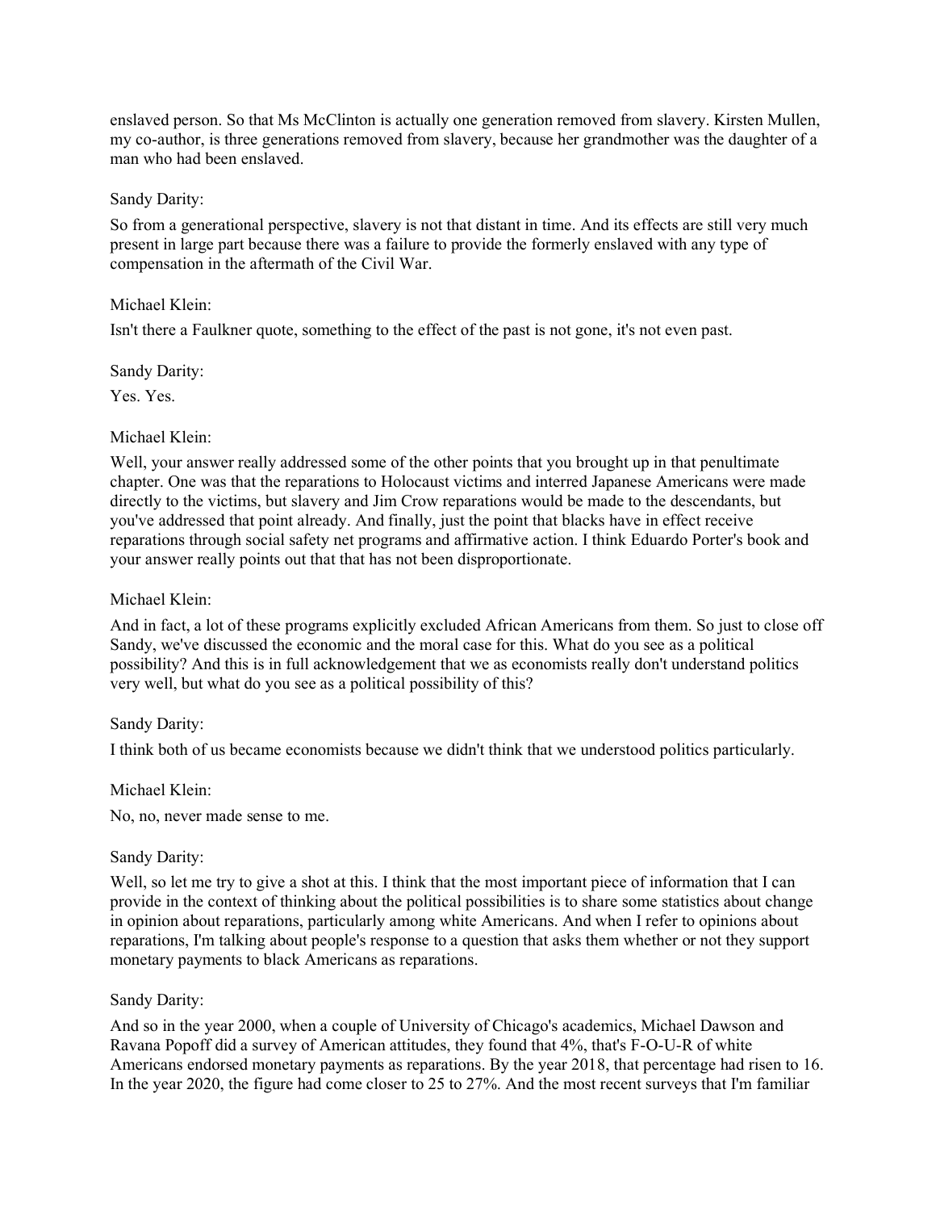enslaved person. So that Ms McClinton is actually one generation removed from slavery. Kirsten Mullen, my co-author, is three generations removed from slavery, because her grandmother was the daughter of a man who had been enslaved.

Sandy Darity:

So from a generational perspective, slavery is not that distant in time. And its effects are still very much present in large part because there was a failure to provide the formerly enslaved with any type of compensation in the aftermath of the Civil War.

Michael Klein:

Isn't there a Faulkner quote, something to the effect of the past is not gone, it's not even past.

Sandy Darity:

Yes. Yes.

Michael Klein:

Well, your answer really addressed some of the other points that you brought up in that penultimate chapter. One was that the reparations to Holocaust victims and interred Japanese Americans were made directly to the victims, but slavery and Jim Crow reparations would be made to the descendants, but you've addressed that point already. And finally, just the point that blacks have in effect receive reparations through social safety net programs and affirmative action. I think Eduardo Porter's book and your answer really points out that that has not been disproportionate.

Michael Klein:

And in fact, a lot of these programs explicitly excluded African Americans from them. So just to close off Sandy, we've discussed the economic and the moral case for this. What do you see as a political possibility? And this is in full acknowledgement that we as economists really don't understand politics very well, but what do you see as a political possibility of this?

Sandy Darity:

I think both of us became economists because we didn't think that we understood politics particularly.

Michael Klein:

No, no, never made sense to me.

Sandy Darity:

Well, so let me try to give a shot at this. I think that the most important piece of information that I can provide in the context of thinking about the political possibilities is to share some statistics about change in opinion about reparations, particularly among white Americans. And when I refer to opinions about reparations, I'm talking about people's response to a question that asks them whether or not they support monetary payments to black Americans as reparations.

Sandy Darity:

And so in the year 2000, when a couple of University of Chicago's academics, Michael Dawson and Ravana Popoff did a survey of American attitudes, they found that 4%, that's F-O-U-R of white Americans endorsed monetary payments as reparations. By the year 2018, that percentage had risen to 16. In the year 2020, the figure had come closer to 25 to 27%. And the most recent surveys that I'm familiar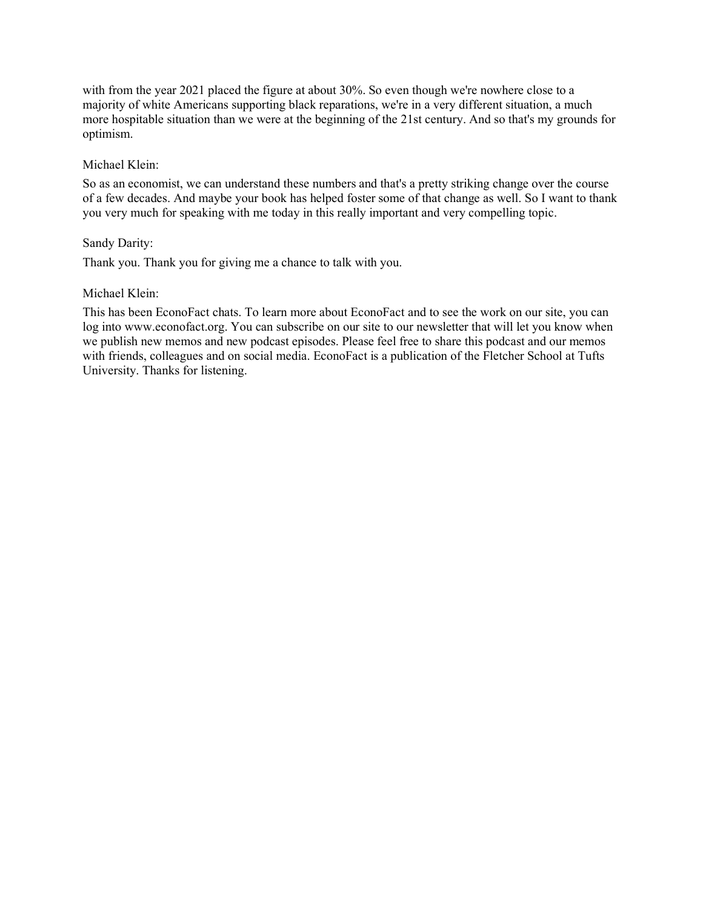with from the year 2021 placed the figure at about 30%. So even though we're nowhere close to a majority of white Americans supporting black reparations, we're in a very different situation, a much more hospitable situation than we were at the beginning of the 21st century. And so that's my grounds for optimism.

Michael Klein:

So as an economist, we can understand these numbers and that's a pretty striking change over the course of a few decades. And maybe your book has helped foster some of that change as well. So I want to thank you very much for speaking with me today in this really important and very compelling topic.

Sandy Darity:

Thank you. Thank you for giving me a chance to talk with you.

Michael Klein:

This has been EconoFact chats. To learn more about EconoFact and to see the work on our site, you can log into www.econofact.org. You can subscribe on our site to our newsletter that will let you know when we publish new memos and new podcast episodes. Please feel free to share this podcast and our memos with friends, colleagues and on social media. EconoFact is a publication of the Fletcher School at Tufts University. Thanks for listening.